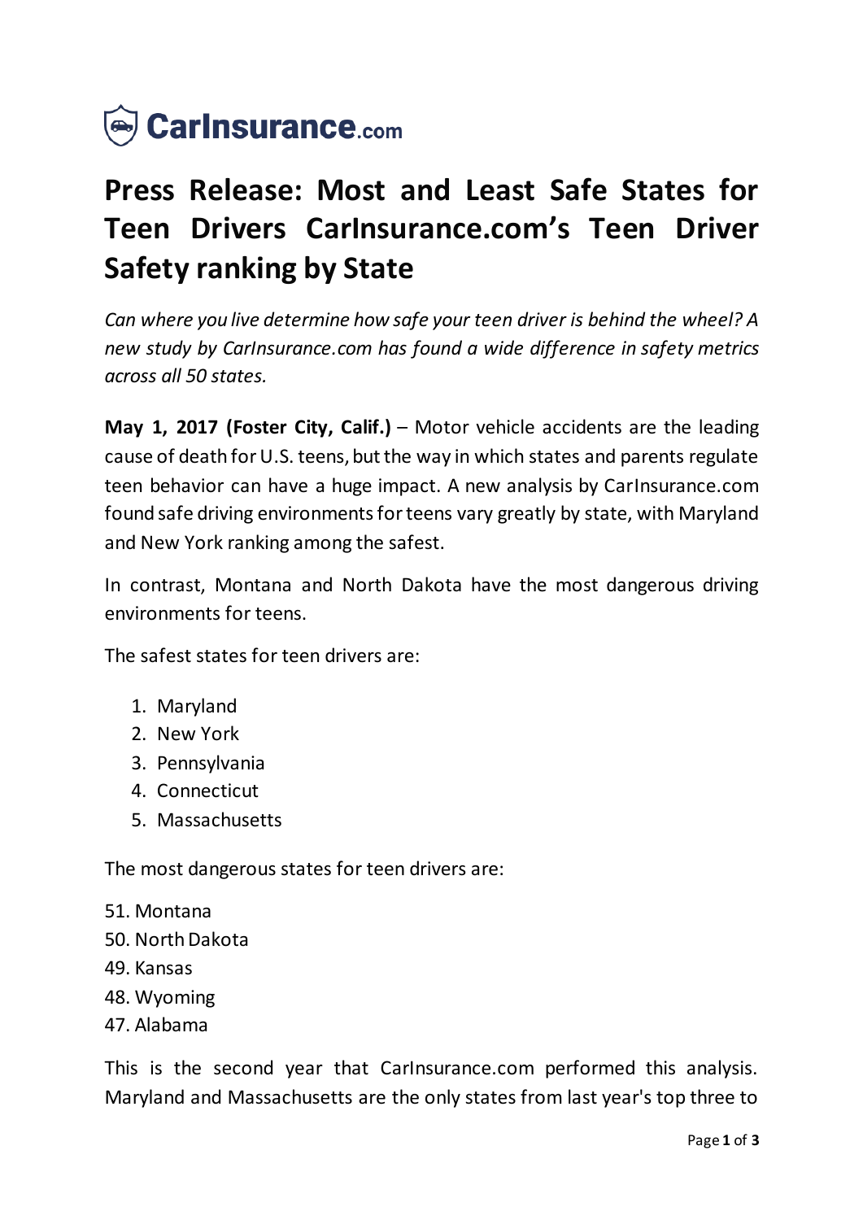# Press Release: Most and Least Safe States for Teen Drivers CarInsurance.com's Teen Driver Safety ranking by State

*Can where you live determine how safe your teen driver is behind the wheel? A new study by CarInsurance.com has found a wide difference in safety metrics across all 50 states.*

**May 1, 2017 (Foster City, Calif.)** – Motor vehicle accidents are the leading cause of death for U.S. teens, but the way in which states and parents regulate teen behavior can have a huge impact. A new analysis by CarInsurance.com found safe driving environments for teens vary greatly by state, with Maryland and New York ranking among the safest.

In contrast, Montana and North Dakota have the most dangerous driving environments for teens.

The safest states for teen drivers are:

1. Maryland
2. New York
3. Pennsylvania
4. Connecticut
5. Massachusetts

The most dangerous states for teen drivers are:

51. Montana
50. North Dakota
49. Kansas
48. Wyoming
47. Alabama

This is the second year that CarInsurance.com performed this analysis. Maryland and Massachusetts are the only states from last year's top three to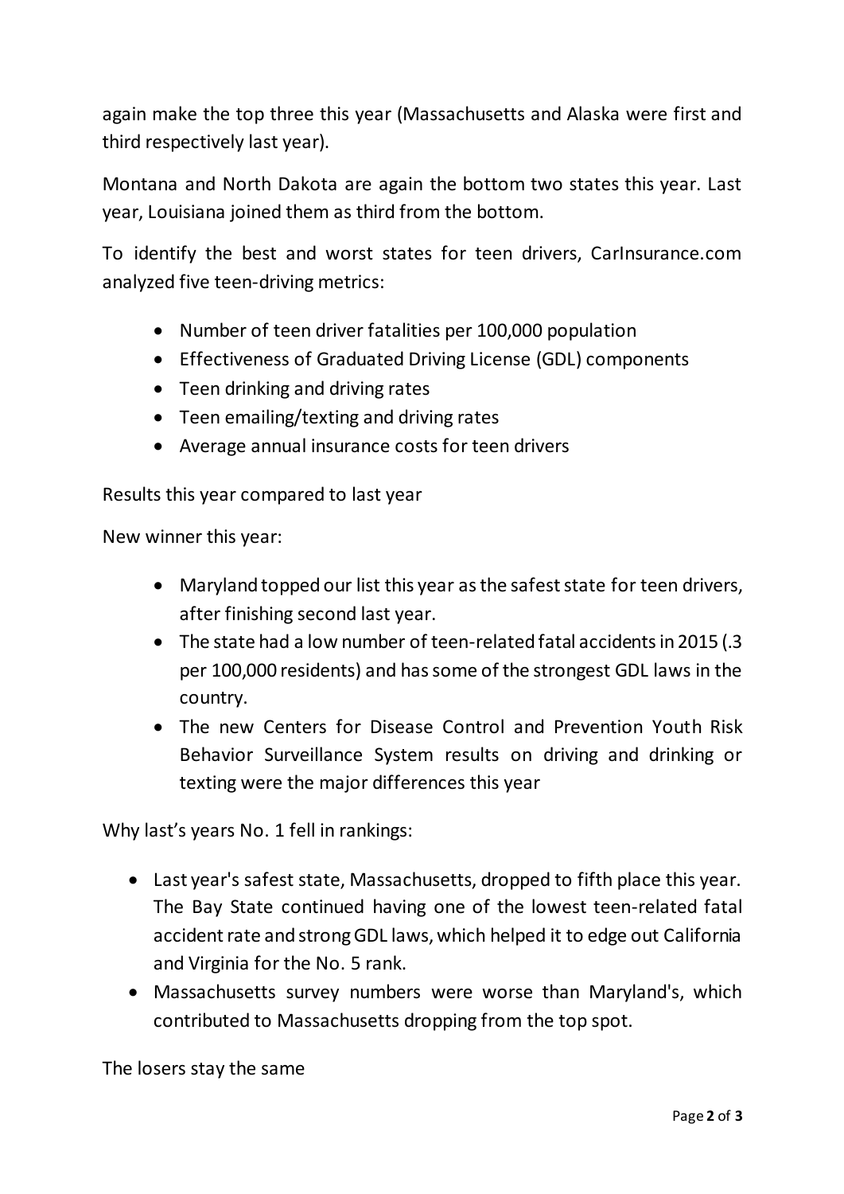again make the top three this year (Massachusetts and Alaska were first and third respectively last year).

Montana and North Dakota are again the bottom two states this year. Last year, Louisiana joined them as third from the bottom.

To identify the best and worst states for teen drivers, CarInsurance.com analyzed five teen-driving metrics:

- Number of teen driver fatalities per 100,000 population
- Effectiveness of Graduated Driving License (GDL) components
- Teen drinking and driving rates
- Teen emailing/texting and driving rates
- Average annual insurance costs for teen drivers

Results this year compared to last year

New winner this year:

- Maryland topped our list this year as the safest state for teen drivers, after finishing second last year.
- The state had a low number of teen-related fatal accidents in 2015 (.3 per 100,000 residents) and has some of the strongest GDL laws in the country.
- The new Centers for Disease Control and Prevention Youth Risk Behavior Surveillance System results on driving and drinking or texting were the major differences this year

Why last's years No. 1 fell in rankings:

- Last year's safest state, Massachusetts, dropped to fifth place this year. The Bay State continued having one of the lowest teen-related fatal accident rate and strong GDL laws, which helped it to edge out California and Virginia for the No. 5 rank.
- Massachusetts survey numbers were worse than Maryland's, which contributed to Massachusetts dropping from the top spot.

The losers stay the same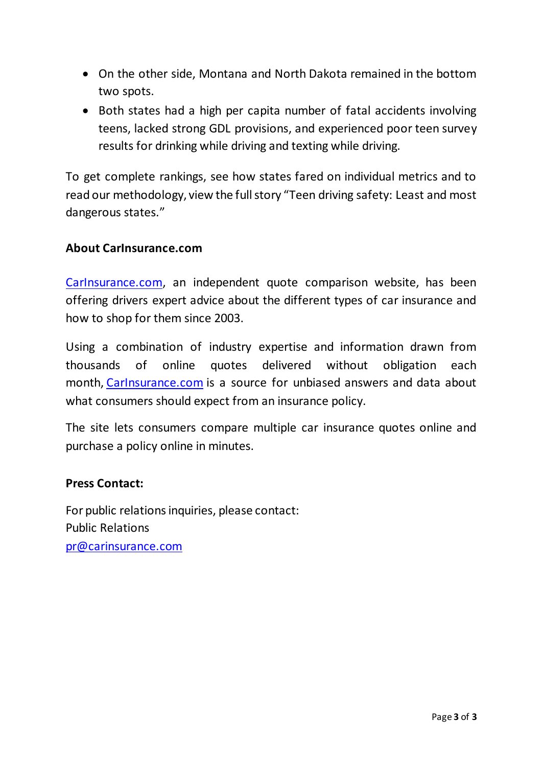- On the other side, Montana and North Dakota remained in the bottom two spots.
- Both states had a high per capita number of fatal accidents involving teens, lacked strong GDL provisions, and experienced poor teen survey results for drinking while driving and texting while driving.

To get complete rankings, see how states fared on individual metrics and to read our methodology, view the full story "Teen driving safety: Least and most dangerous states."

**About CarInsurance.com**

CarInsurance.com, an independent quote comparison website, has been offering drivers expert advice about the different types of car insurance and how to shop for them since 2003.

Using a combination of industry expertise and information drawn from thousands of online quotes delivered without obligation each month, CarInsurance.com is a source for unbiased answers and data about what consumers should expect from an insurance policy.

The site lets consumers compare multiple car insurance quotes online and purchase a policy online in minutes.

**Press Contact:**

For public relations inquiries, please contact:
Public Relations
pr@carinsurance.com